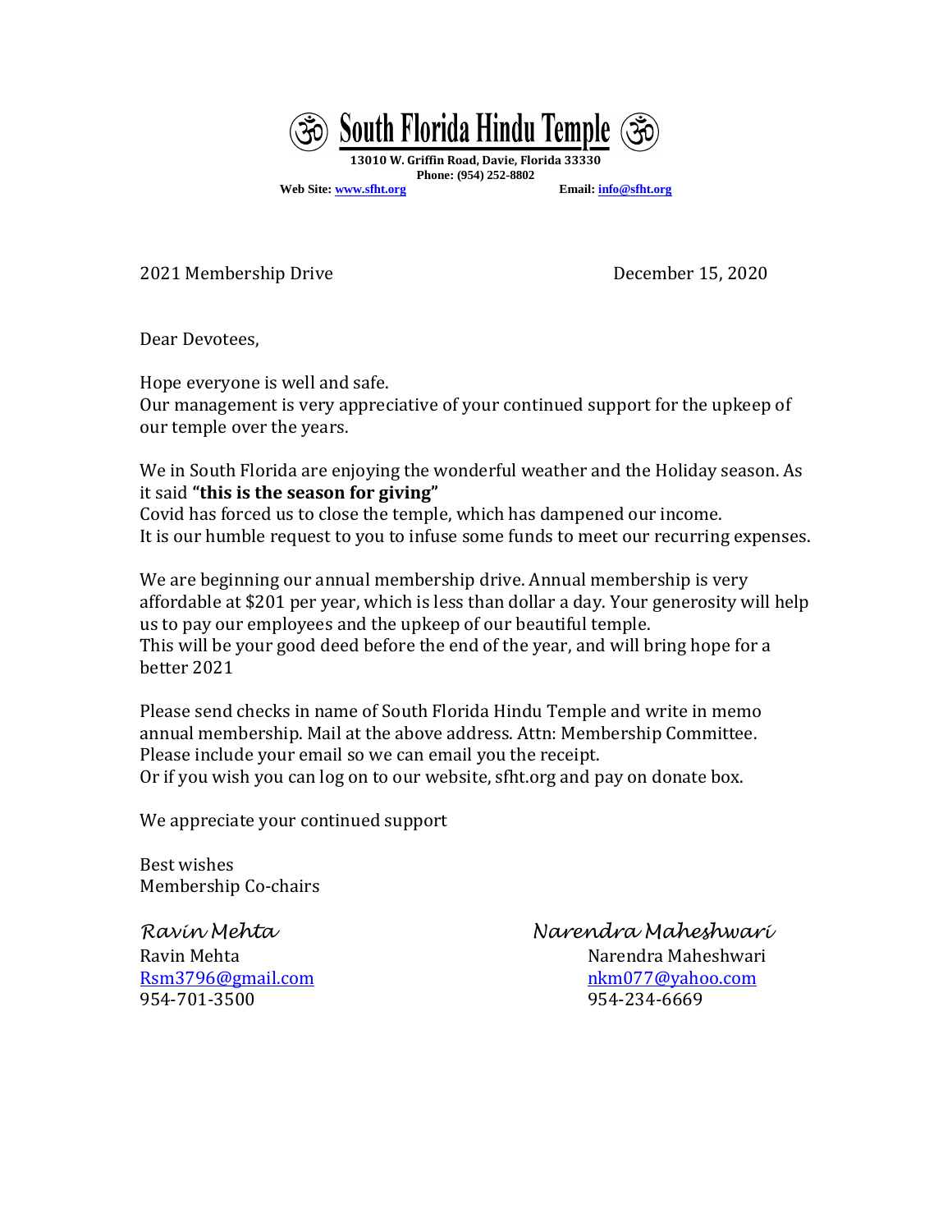# ॐ South Florida Hindu Temple ॐ

**13010 W. Griffin Road, Davie, Florida 33330**
**Phone: (954) 252-8802**
**Web Site: www.sfht.org** **Email: info@sfht.org**

2021 Membership Drive

December 15, 2020

Dear Devotees,

Hope everyone is well and safe.
Our management is very appreciative of your continued support for the upkeep of our temple over the years.

We in South Florida are enjoying the wonderful weather and the Holiday season. As it said **"this is the season for giving"**
Covid has forced us to close the temple, which has dampened our income.
It is our humble request to you to infuse some funds to meet our recurring expenses.

We are beginning our annual membership drive. Annual membership is very affordable at $201 per year, which is less than dollar a day. Your generosity will help us to pay our employees and the upkeep of our beautiful temple.
This will be your good deed before the end of the year, and will bring hope for a better 2021

Please send checks in name of South Florida Hindu Temple and write in memo annual membership. Mail at the above address. Attn: Membership Committee.
Please include your email so we can email you the receipt.
Or if you wish you can log on to our website, sfht.org and pay on donate box.

We appreciate your continued support

Best wishes
Membership Co-chairs

*Ravin Mehta*
Ravin Mehta
Rsm3796@gmail.com
954-701-3500

*Narendra Maheshwari*
Narendra Maheshwari
nkm077@yahoo.com
954-234-6669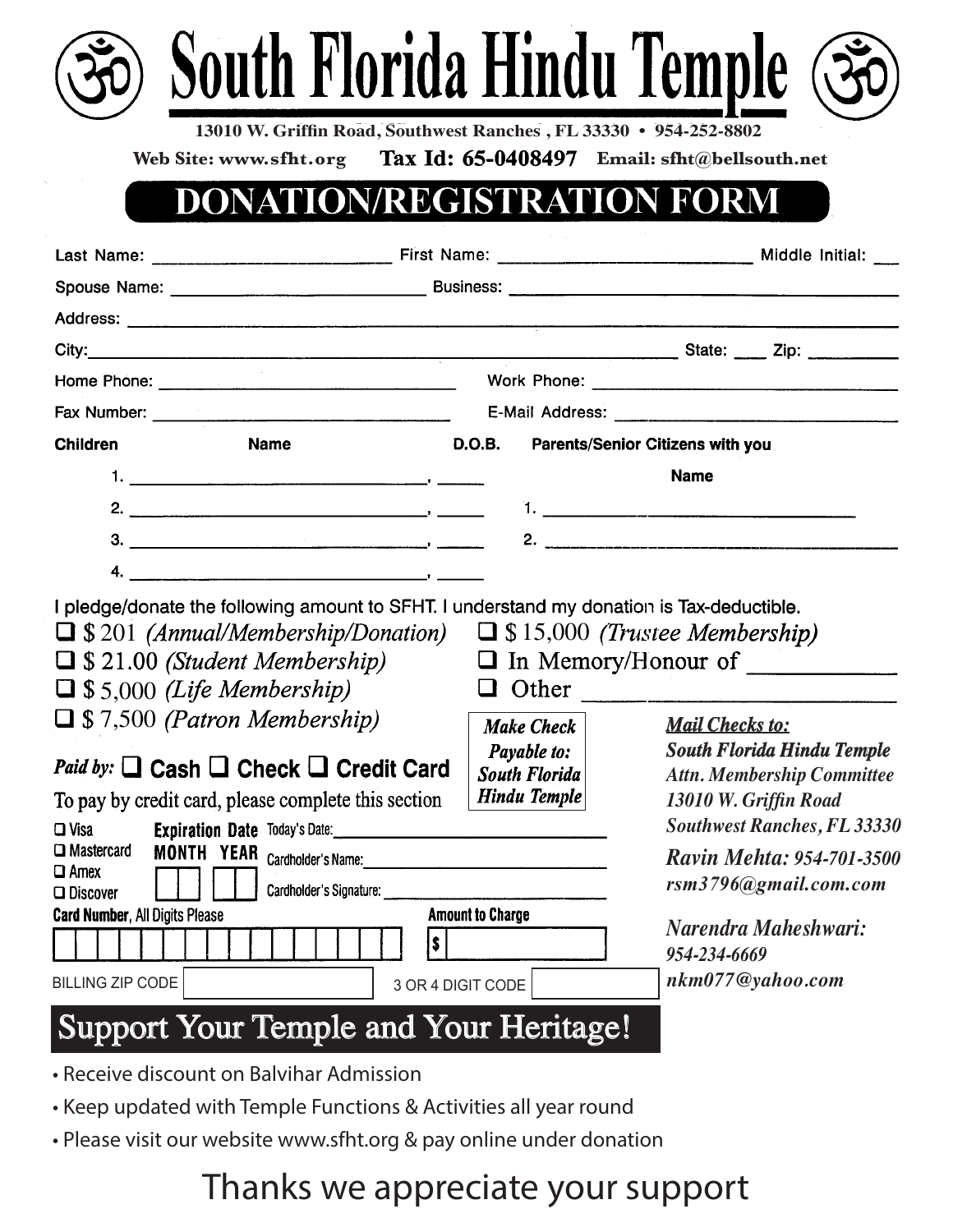# South Florida Hindu Temple

**13010 W. Griffin Road, Southwest Ranches , FL 33330 • 954-252-8802**

**Web Site: www.sfht.org** **Tax Id: 65-0408497** **Email: sfht@bellsouth.net**

## DONATION/REGISTRATION FORM

Last Name: ______________________ First Name: ______________________ Middle Initial: ___

Spouse Name: ______________________ Business: ______________________

Address: ____________________________________________

City: ______________________________ State: ____ Zip: _________

Home Phone: ______________________ Work Phone: ______________________

Fax Number: ______________________ E-Mail Address: ______________________

**Children** **Name** **D.O.B.**

1. ______________________, _____
2. ______________________, _____
3. ______________________, _____
4. ______________________, _____

**Parents/Senior Citizens with you**

**Name**

1. ______________________
2. ______________________

I pledge/donate the following amount to SFHT. I understand my donation is Tax-deductible.

- ❑ $ 201 *(Annual/Membership/Donation)*
- ❑ $ 21.00 *(Student Membership)*
- ❑ $ 5,000 *(Life Membership)*
- ❑ $ 7,500 *(Patron Membership)*
- ❑ $ 15,000 *(Trustee Membership)*
- ❑ In Memory/Honour of __________
- ❑ Other ______________________

***Paid by:*** ❑ **Cash** ❑ **Check** ❑ **Credit Card**

To pay by credit card, please complete this section

❑ Visa ❑ Mastercard ❑ Amex ❑ Discover

**Expiration Date** **MONTH** **YEAR**

Today's Date: ______________________

Cardholder's Name: ______________________

Cardholder's Signature: ______________________

**Card Number**, All Digits Please

**Amount to Charge** $

BILLING ZIP CODE

3 OR 4 DIGIT CODE

***Make Check Payable to: South Florida Hindu Temple***

***Mail Checks to:***

***South Florida Hindu Temple***
*Attn. Membership Committee*
*13010 W. Griffin Road*
*Southwest Ranches, FL 33330*

***Ravin Mehta:*** *954-701-3500*
*rsm3796@gmail.com.com*

***Narendra Maheshwari:***
*954-234-6669*
*nkm077@yahoo.com*

## Support Your Temple and Your Heritage!

- Receive discount on Balvihar Admission
- Keep updated with Temple Functions & Activities all year round
- Please visit our website www.sfht.org & pay online under donation

Thanks we appreciate your support